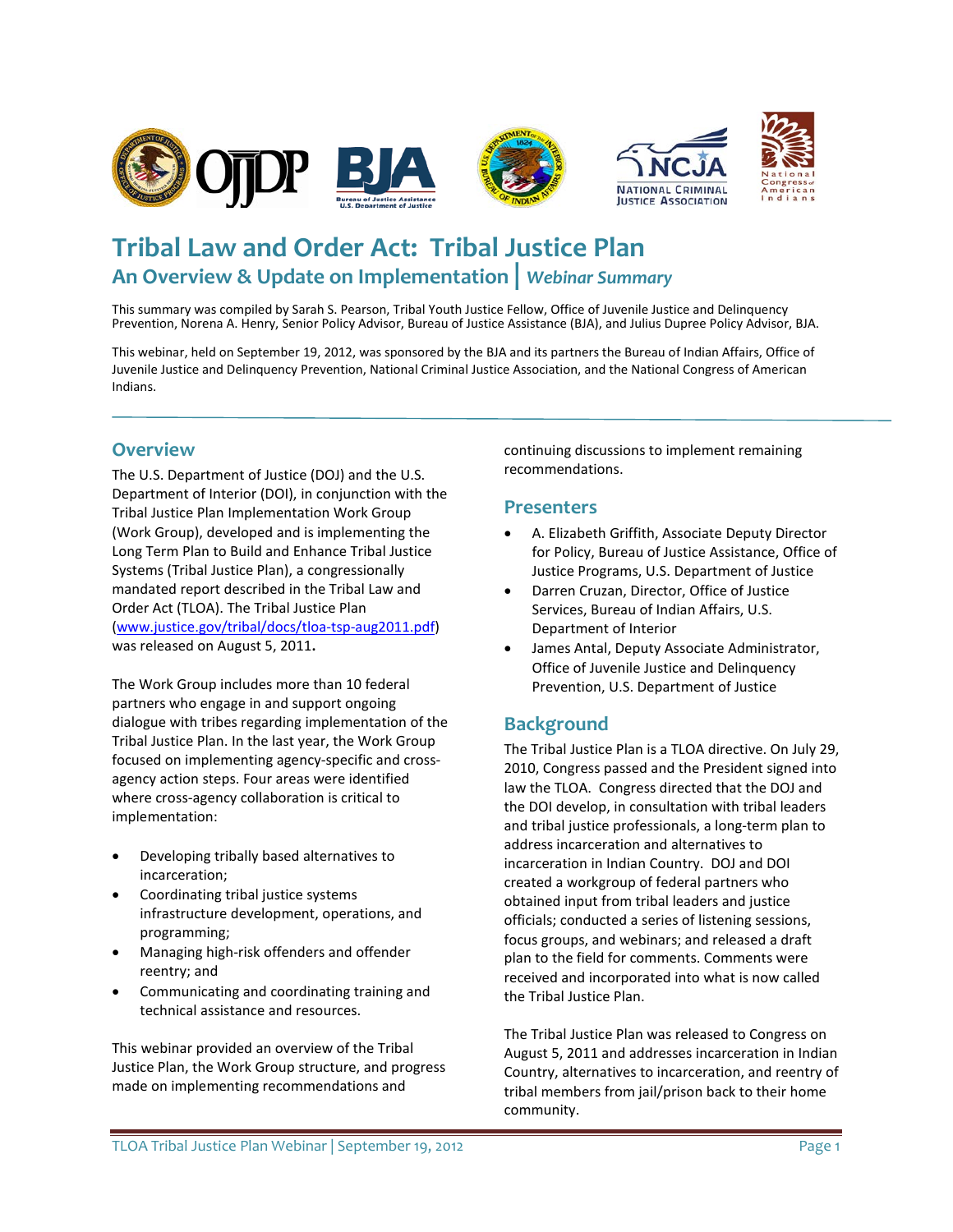# Tribal Law and Order Act: Tribal Justice Plan

## An Overview & Update on Implementation | *Webinar Summary*

This summary was compiled by Sarah S. Pearson, Tribal Youth Justice Fellow, Office of Juvenile Justice and Delinquency Prevention, Norena A. Henry, Senior Policy Advisor, Bureau of Justice Assistance (BJA), and Julius Dupree Policy Advisor, BJA.

This webinar, held on September 19, 2012, was sponsored by the BJA and its partners the Bureau of Indian Affairs, Office of Juvenile Justice and Delinquency Prevention, National Criminal Justice Association, and the National Congress of American Indians.

## Overview

The U.S. Department of Justice (DOJ) and the U.S. Department of Interior (DOI), in conjunction with the Tribal Justice Plan Implementation Work Group (Work Group), developed and is implementing the Long Term Plan to Build and Enhance Tribal Justice Systems (Tribal Justice Plan), a congressionally mandated report described in the Tribal Law and Order Act (TLOA). The Tribal Justice Plan (www.justice.gov/tribal/docs/tloa-tsp-aug2011.pdf) was released on August 5, 2011.

The Work Group includes more than 10 federal partners who engage in and support ongoing dialogue with tribes regarding implementation of the Tribal Justice Plan. In the last year, the Work Group focused on implementing agency-specific and cross-agency action steps. Four areas were identified where cross-agency collaboration is critical to implementation:

- Developing tribally based alternatives to incarceration;
- Coordinating tribal justice systems infrastructure development, operations, and programming;
- Managing high-risk offenders and offender reentry; and
- Communicating and coordinating training and technical assistance and resources.

This webinar provided an overview of the Tribal Justice Plan, the Work Group structure, and progress made on implementing recommendations and continuing discussions to implement remaining recommendations.

## Presenters

- A. Elizabeth Griffith, Associate Deputy Director for Policy, Bureau of Justice Assistance, Office of Justice Programs, U.S. Department of Justice
- Darren Cruzan, Director, Office of Justice Services, Bureau of Indian Affairs, U.S. Department of Interior
- James Antal, Deputy Associate Administrator, Office of Juvenile Justice and Delinquency Prevention, U.S. Department of Justice

## Background

The Tribal Justice Plan is a TLOA directive. On July 29, 2010, Congress passed and the President signed into law the TLOA. Congress directed that the DOJ and the DOI develop, in consultation with tribal leaders and tribal justice professionals, a long-term plan to address incarceration and alternatives to incarceration in Indian Country. DOJ and DOI created a workgroup of federal partners who obtained input from tribal leaders and justice officials; conducted a series of listening sessions, focus groups, and webinars; and released a draft plan to the field for comments. Comments were received and incorporated into what is now called the Tribal Justice Plan.

The Tribal Justice Plan was released to Congress on August 5, 2011 and addresses incarceration in Indian Country, alternatives to incarceration, and reentry of tribal members from jail/prison back to their home community.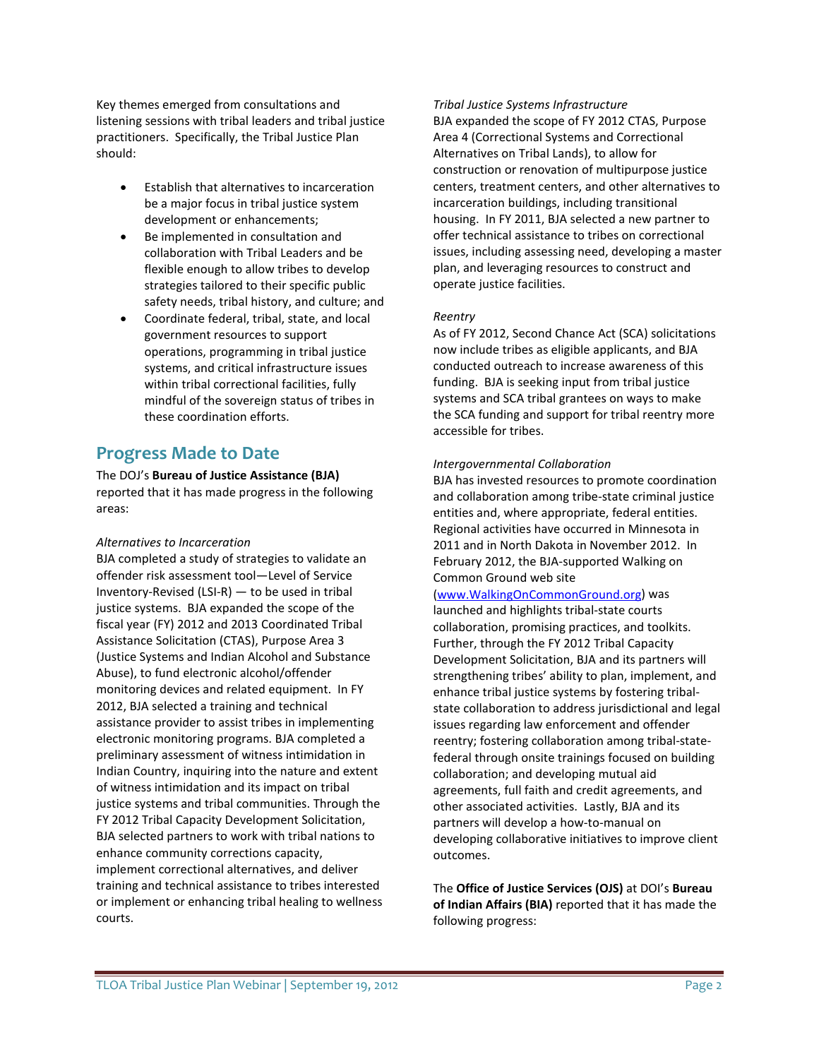Key themes emerged from consultations and listening sessions with tribal leaders and tribal justice practitioners. Specifically, the Tribal Justice Plan should:

- Establish that alternatives to incarceration be a major focus in tribal justice system development or enhancements;
- Be implemented in consultation and collaboration with Tribal Leaders and be flexible enough to allow tribes to develop strategies tailored to their specific public safety needs, tribal history, and culture; and
- Coordinate federal, tribal, state, and local government resources to support operations, programming in tribal justice systems, and critical infrastructure issues within tribal correctional facilities, fully mindful of the sovereign status of tribes in these coordination efforts.

## Progress Made to Date

The DOJ's **Bureau of Justice Assistance (BJA)** reported that it has made progress in the following areas:

*Alternatives to Incarceration*

BJA completed a study of strategies to validate an offender risk assessment tool—Level of Service Inventory-Revised (LSI-R) — to be used in tribal justice systems. BJA expanded the scope of the fiscal year (FY) 2012 and 2013 Coordinated Tribal Assistance Solicitation (CTAS), Purpose Area 3 (Justice Systems and Indian Alcohol and Substance Abuse), to fund electronic alcohol/offender monitoring devices and related equipment. In FY 2012, BJA selected a training and technical assistance provider to assist tribes in implementing electronic monitoring programs. BJA completed a preliminary assessment of witness intimidation in Indian Country, inquiring into the nature and extent of witness intimidation and its impact on tribal justice systems and tribal communities. Through the FY 2012 Tribal Capacity Development Solicitation, BJA selected partners to work with tribal nations to enhance community corrections capacity, implement correctional alternatives, and deliver training and technical assistance to tribes interested or implement or enhancing tribal healing to wellness courts.

*Tribal Justice Systems Infrastructure*

BJA expanded the scope of FY 2012 CTAS, Purpose Area 4 (Correctional Systems and Correctional Alternatives on Tribal Lands), to allow for construction or renovation of multipurpose justice centers, treatment centers, and other alternatives to incarceration buildings, including transitional housing. In FY 2011, BJA selected a new partner to offer technical assistance to tribes on correctional issues, including assessing need, developing a master plan, and leveraging resources to construct and operate justice facilities.

*Reentry*

As of FY 2012, Second Chance Act (SCA) solicitations now include tribes as eligible applicants, and BJA conducted outreach to increase awareness of this funding. BJA is seeking input from tribal justice systems and SCA tribal grantees on ways to make the SCA funding and support for tribal reentry more accessible for tribes.

*Intergovernmental Collaboration*

BJA has invested resources to promote coordination and collaboration among tribe-state criminal justice entities and, where appropriate, federal entities. Regional activities have occurred in Minnesota in 2011 and in North Dakota in November 2012. In February 2012, the BJA-supported Walking on Common Ground web site (www.WalkingOnCommonGround.org) was launched and highlights tribal-state courts collaboration, promising practices, and toolkits. Further, through the FY 2012 Tribal Capacity Development Solicitation, BJA and its partners will strengthening tribes' ability to plan, implement, and enhance tribal justice systems by fostering tribal-state collaboration to address jurisdictional and legal issues regarding law enforcement and offender reentry; fostering collaboration among tribal-state-federal through onsite trainings focused on building collaboration; and developing mutual aid agreements, full faith and credit agreements, and other associated activities. Lastly, BJA and its partners will develop a how-to-manual on developing collaborative initiatives to improve client outcomes.

The **Office of Justice Services (OJS)** at DOI's **Bureau of Indian Affairs (BIA)** reported that it has made the following progress: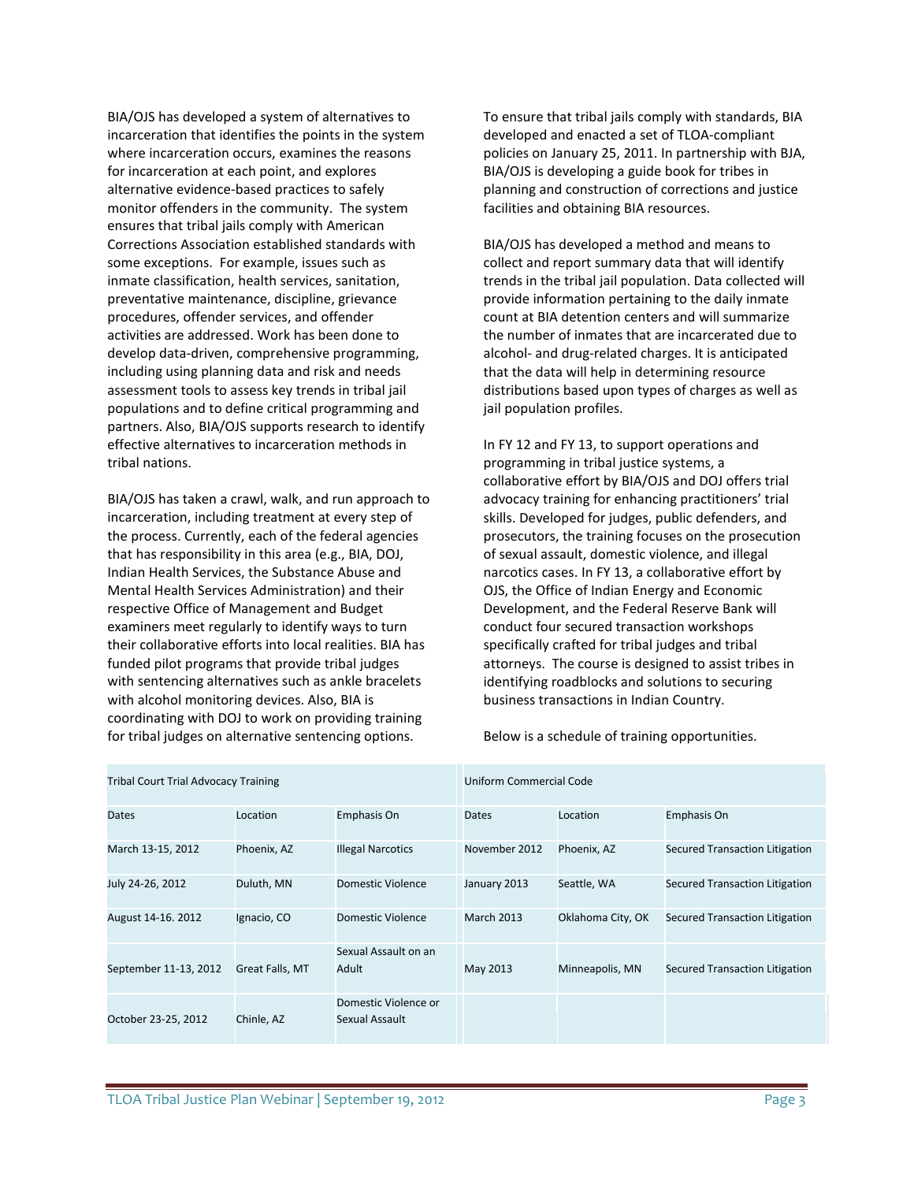BIA/OJS has developed a system of alternatives to incarceration that identifies the points in the system where incarceration occurs, examines the reasons for incarceration at each point, and explores alternative evidence-based practices to safely monitor offenders in the community. The system ensures that tribal jails comply with American Corrections Association established standards with some exceptions. For example, issues such as inmate classification, health services, sanitation, preventative maintenance, discipline, grievance procedures, offender services, and offender activities are addressed. Work has been done to develop data-driven, comprehensive programming, including using planning data and risk and needs assessment tools to assess key trends in tribal jail populations and to define critical programming and partners. Also, BIA/OJS supports research to identify effective alternatives to incarceration methods in tribal nations.

BIA/OJS has taken a crawl, walk, and run approach to incarceration, including treatment at every step of the process. Currently, each of the federal agencies that has responsibility in this area (e.g., BIA, DOJ, Indian Health Services, the Substance Abuse and Mental Health Services Administration) and their respective Office of Management and Budget examiners meet regularly to identify ways to turn their collaborative efforts into local realities. BIA has funded pilot programs that provide tribal judges with sentencing alternatives such as ankle bracelets with alcohol monitoring devices. Also, BIA is coordinating with DOJ to work on providing training for tribal judges on alternative sentencing options.

To ensure that tribal jails comply with standards, BIA developed and enacted a set of TLOA-compliant policies on January 25, 2011. In partnership with BJA, BIA/OJS is developing a guide book for tribes in planning and construction of corrections and justice facilities and obtaining BIA resources.

BIA/OJS has developed a method and means to collect and report summary data that will identify trends in the tribal jail population. Data collected will provide information pertaining to the daily inmate count at BIA detention centers and will summarize the number of inmates that are incarcerated due to alcohol- and drug-related charges. It is anticipated that the data will help in determining resource distributions based upon types of charges as well as jail population profiles.

In FY 12 and FY 13, to support operations and programming in tribal justice systems, a collaborative effort by BIA/OJS and DOJ offers trial advocacy training for enhancing practitioners' trial skills. Developed for judges, public defenders, and prosecutors, the training focuses on the prosecution of sexual assault, domestic violence, and illegal narcotics cases. In FY 13, a collaborative effort by OJS, the Office of Indian Energy and Economic Development, and the Federal Reserve Bank will conduct four secured transaction workshops specifically crafted for tribal judges and tribal attorneys. The course is designed to assist tribes in identifying roadblocks and solutions to securing business transactions in Indian Country.

Below is a schedule of training opportunities.

| Tribal Court Trial Advocacy Training | | | Uniform Commercial Code | | |
|---|---|---|---|---|---|
| Dates | Location | Emphasis On | Dates | Location | Emphasis On |
| March 13-15, 2012 | Phoenix, AZ | Illegal Narcotics | November 2012 | Phoenix, AZ | Secured Transaction Litigation |
| July 24-26, 2012 | Duluth, MN | Domestic Violence | January 2013 | Seattle, WA | Secured Transaction Litigation |
| August 14-16. 2012 | Ignacio, CO | Domestic Violence | March 2013 | Oklahoma City, OK | Secured Transaction Litigation |
| September 11-13, 2012 | Great Falls, MT | Sexual Assault on an Adult | May 2013 | Minneapolis, MN | Secured Transaction Litigation |
| October 23-25, 2012 | Chinle, AZ | Domestic Violence or Sexual Assault | | | |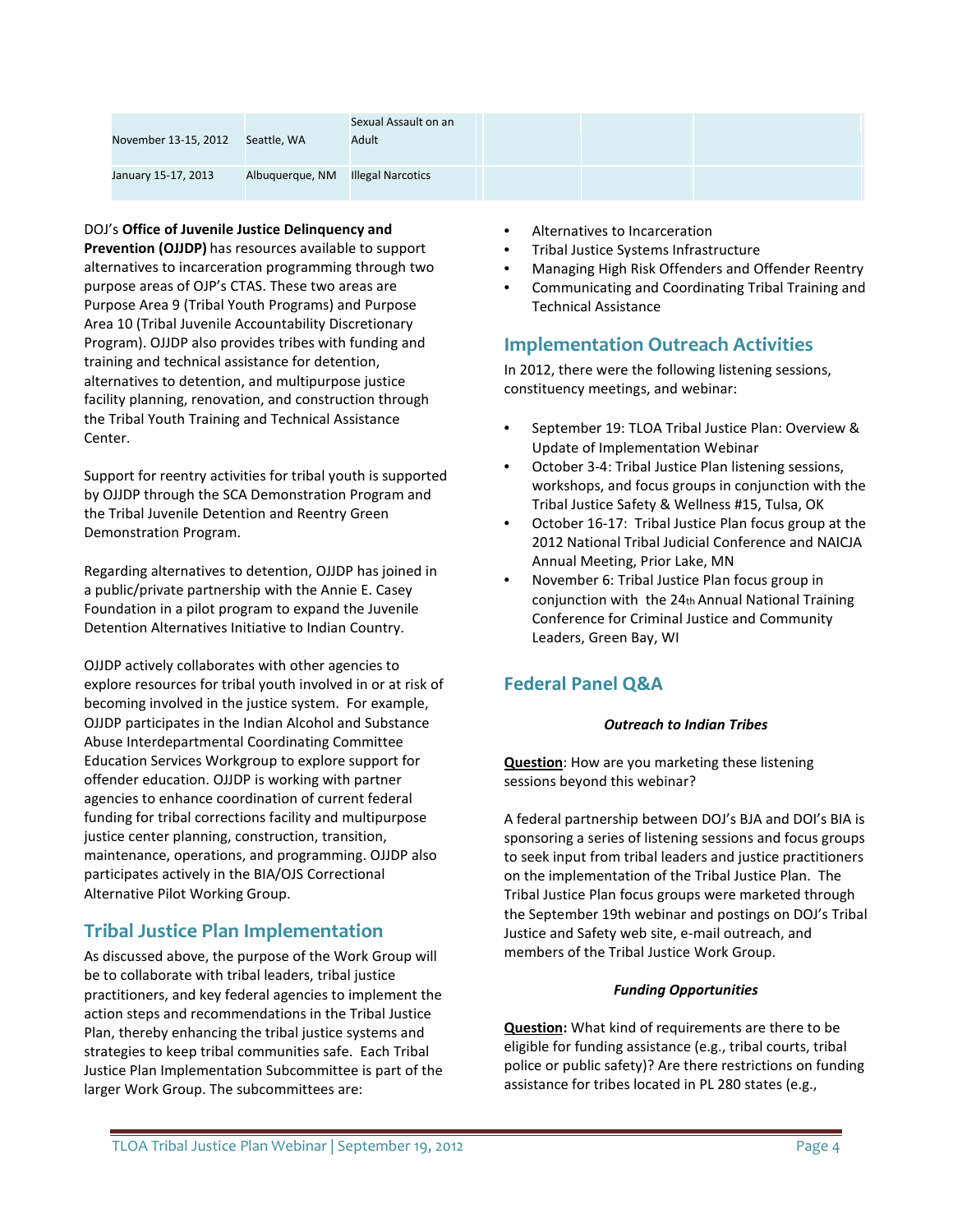| | | | | | |
|---|---|---|---|---|---|
| November 13-15, 2012 | Seattle, WA | Sexual Assault on an Adult | | | |
| January 15-17, 2013 | Albuquerque, NM | Illegal Narcotics | | | |

DOJ's **Office of Juvenile Justice Delinquency and Prevention (OJJDP)** has resources available to support alternatives to incarceration programming through two purpose areas of OJP's CTAS. These two areas are Purpose Area 9 (Tribal Youth Programs) and Purpose Area 10 (Tribal Juvenile Accountability Discretionary Program). OJJDP also provides tribes with funding and training and technical assistance for detention, alternatives to detention, and multipurpose justice facility planning, renovation, and construction through the Tribal Youth Training and Technical Assistance Center.

Support for reentry activities for tribal youth is supported by OJJDP through the SCA Demonstration Program and the Tribal Juvenile Detention and Reentry Green Demonstration Program.

Regarding alternatives to detention, OJJDP has joined in a public/private partnership with the Annie E. Casey Foundation in a pilot program to expand the Juvenile Detention Alternatives Initiative to Indian Country.

OJJDP actively collaborates with other agencies to explore resources for tribal youth involved in or at risk of becoming involved in the justice system. For example, OJJDP participates in the Indian Alcohol and Substance Abuse Interdepartmental Coordinating Committee Education Services Workgroup to explore support for offender education. OJJDP is working with partner agencies to enhance coordination of current federal funding for tribal corrections facility and multipurpose justice center planning, construction, transition, maintenance, operations, and programming. OJJDP also participates actively in the BIA/OJS Correctional Alternative Pilot Working Group.

## Tribal Justice Plan Implementation

As discussed above, the purpose of the Work Group will be to collaborate with tribal leaders, tribal justice practitioners, and key federal agencies to implement the action steps and recommendations in the Tribal Justice Plan, thereby enhancing the tribal justice systems and strategies to keep tribal communities safe. Each Tribal Justice Plan Implementation Subcommittee is part of the larger Work Group. The subcommittees are:

- Alternatives to Incarceration
- Tribal Justice Systems Infrastructure
- Managing High Risk Offenders and Offender Reentry
- Communicating and Coordinating Tribal Training and Technical Assistance

## Implementation Outreach Activities

In 2012, there were the following listening sessions, constituency meetings, and webinar:

- September 19: TLOA Tribal Justice Plan: Overview & Update of Implementation Webinar
- October 3-4: Tribal Justice Plan listening sessions, workshops, and focus groups in conjunction with the Tribal Justice Safety & Wellness #15, Tulsa, OK
- October 16-17: Tribal Justice Plan focus group at the 2012 National Tribal Judicial Conference and NAICJA Annual Meeting, Prior Lake, MN
- November 6: Tribal Justice Plan focus group in conjunction with the 24th Annual National Training Conference for Criminal Justice and Community Leaders, Green Bay, WI

## Federal Panel Q&A

***Outreach to Indian Tribes***

**Question**: How are you marketing these listening sessions beyond this webinar?

A federal partnership between DOJ's BJA and DOI's BIA is sponsoring a series of listening sessions and focus groups to seek input from tribal leaders and justice practitioners on the implementation of the Tribal Justice Plan. The Tribal Justice Plan focus groups were marketed through the September 19th webinar and postings on DOJ's Tribal Justice and Safety web site, e-mail outreach, and members of the Tribal Justice Work Group.

***Funding Opportunities***

**Question:** What kind of requirements are there to be eligible for funding assistance (e.g., tribal courts, tribal police or public safety)? Are there restrictions on funding assistance for tribes located in PL 280 states (e.g.,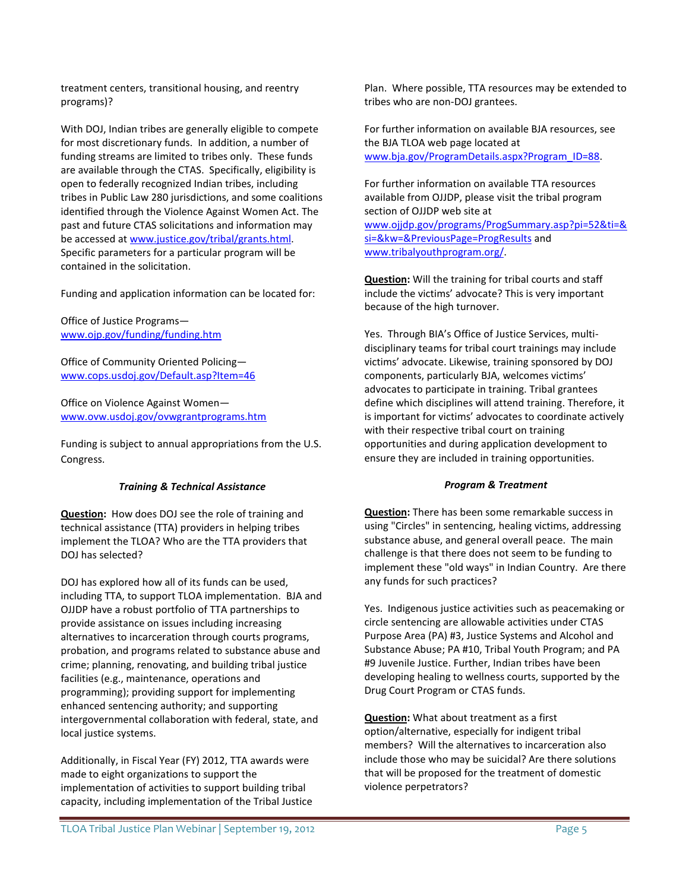treatment centers, transitional housing, and reentry programs)?

With DOJ, Indian tribes are generally eligible to compete for most discretionary funds. In addition, a number of funding streams are limited to tribes only. These funds are available through the CTAS. Specifically, eligibility is open to federally recognized Indian tribes, including tribes in Public Law 280 jurisdictions, and some coalitions identified through the Violence Against Women Act. The past and future CTAS solicitations and information may be accessed at www.justice.gov/tribal/grants.html. Specific parameters for a particular program will be contained in the solicitation.

Funding and application information can be located for:

Office of Justice Programs—
www.ojp.gov/funding/funding.htm

Office of Community Oriented Policing—
www.cops.usdoj.gov/Default.asp?Item=46

Office on Violence Against Women—
www.ovw.usdoj.gov/ovwgrantprograms.htm

Funding is subject to annual appropriations from the U.S. Congress.

### *Training & Technical Assistance*

**Question:** How does DOJ see the role of training and technical assistance (TTA) providers in helping tribes implement the TLOA? Who are the TTA providers that DOJ has selected?

DOJ has explored how all of its funds can be used, including TTA, to support TLOA implementation. BJA and OJJDP have a robust portfolio of TTA partnerships to provide assistance on issues including increasing alternatives to incarceration through courts programs, probation, and programs related to substance abuse and crime; planning, renovating, and building tribal justice facilities (e.g., maintenance, operations and programming); providing support for implementing enhanced sentencing authority; and supporting intergovernmental collaboration with federal, state, and local justice systems.

Additionally, in Fiscal Year (FY) 2012, TTA awards were made to eight organizations to support the implementation of activities to support building tribal capacity, including implementation of the Tribal Justice Plan. Where possible, TTA resources may be extended to tribes who are non-DOJ grantees.

For further information on available BJA resources, see the BJA TLOA web page located at www.bja.gov/ProgramDetails.aspx?Program_ID=88.

For further information on available TTA resources available from OJJDP, please visit the tribal program section of OJJDP web site at www.ojjdp.gov/programs/ProgSummary.asp?pi=52&ti=&si=&kw=&PreviousPage=ProgResults and www.tribalyouthprogram.org/.

**Question:** Will the training for tribal courts and staff include the victims' advocate? This is very important because of the high turnover.

Yes. Through BIA's Office of Justice Services, multi-disciplinary teams for tribal court trainings may include victims' advocate. Likewise, training sponsored by DOJ components, particularly BJA, welcomes victims' advocates to participate in training. Tribal grantees define which disciplines will attend training. Therefore, it is important for victims' advocates to coordinate actively with their respective tribal court on training opportunities and during application development to ensure they are included in training opportunities.

### *Program & Treatment*

**Question:** There has been some remarkable success in using "Circles" in sentencing, healing victims, addressing substance abuse, and general overall peace. The main challenge is that there does not seem to be funding to implement these "old ways" in Indian Country. Are there any funds for such practices?

Yes. Indigenous justice activities such as peacemaking or circle sentencing are allowable activities under CTAS Purpose Area (PA) #3, Justice Systems and Alcohol and Substance Abuse; PA #10, Tribal Youth Program; and PA #9 Juvenile Justice. Further, Indian tribes have been developing healing to wellness courts, supported by the Drug Court Program or CTAS funds.

**Question:** What about treatment as a first option/alternative, especially for indigent tribal members? Will the alternatives to incarceration also include those who may be suicidal? Are there solutions that will be proposed for the treatment of domestic violence perpetrators?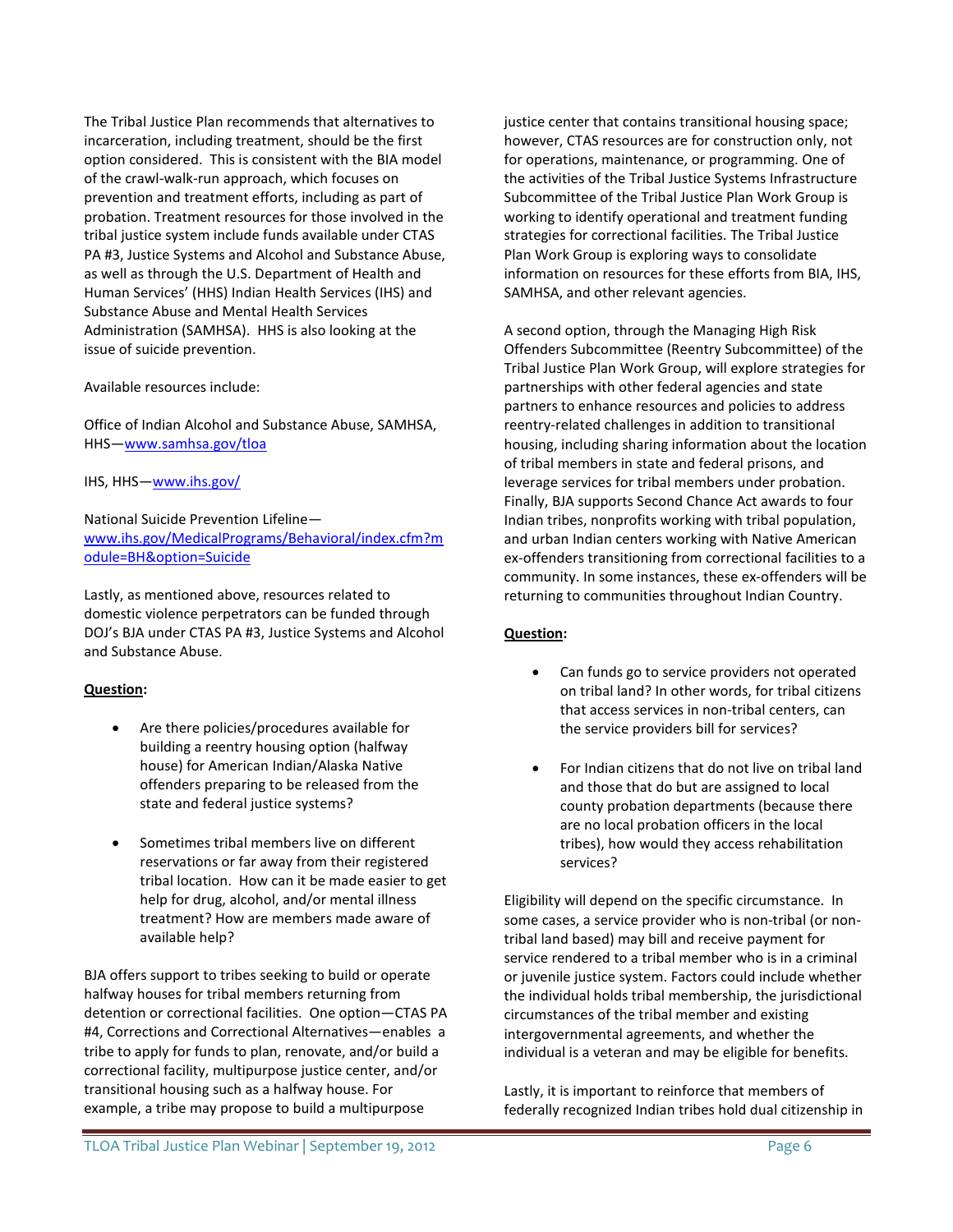The Tribal Justice Plan recommends that alternatives to incarceration, including treatment, should be the first option considered. This is consistent with the BIA model of the crawl-walk-run approach, which focuses on prevention and treatment efforts, including as part of probation. Treatment resources for those involved in the tribal justice system include funds available under CTAS PA #3, Justice Systems and Alcohol and Substance Abuse, as well as through the U.S. Department of Health and Human Services' (HHS) Indian Health Services (IHS) and Substance Abuse and Mental Health Services Administration (SAMHSA). HHS is also looking at the issue of suicide prevention.

Available resources include:

Office of Indian Alcohol and Substance Abuse, SAMHSA, HHS—[www.samhsa.gov/tloa](www.samhsa.gov/tloa)

IHS, HHS—[www.ihs.gov/](www.ihs.gov/)

National Suicide Prevention Lifeline—[www.ihs.gov/MedicalPrograms/Behavioral/index.cfm?module=BH&option=Suicide](www.ihs.gov/MedicalPrograms/Behavioral/index.cfm?module=BH&option=Suicide)

Lastly, as mentioned above, resources related to domestic violence perpetrators can be funded through DOJ's BJA under CTAS PA #3, Justice Systems and Alcohol and Substance Abuse.

**Question**:

- Are there policies/procedures available for building a reentry housing option (halfway house) for American Indian/Alaska Native offenders preparing to be released from the state and federal justice systems?

- Sometimes tribal members live on different reservations or far away from their registered tribal location. How can it be made easier to get help for drug, alcohol, and/or mental illness treatment? How are members made aware of available help?

BJA offers support to tribes seeking to build or operate halfway houses for tribal members returning from detention or correctional facilities. One option—CTAS PA #4, Corrections and Correctional Alternatives—enables a tribe to apply for funds to plan, renovate, and/or build a correctional facility, multipurpose justice center, and/or transitional housing such as a halfway house. For example, a tribe may propose to build a multipurpose justice center that contains transitional housing space; however, CTAS resources are for construction only, not for operations, maintenance, or programming. One of the activities of the Tribal Justice Systems Infrastructure Subcommittee of the Tribal Justice Plan Work Group is working to identify operational and treatment funding strategies for correctional facilities. The Tribal Justice Plan Work Group is exploring ways to consolidate information on resources for these efforts from BIA, IHS, SAMHSA, and other relevant agencies.

A second option, through the Managing High Risk Offenders Subcommittee (Reentry Subcommittee) of the Tribal Justice Plan Work Group, will explore strategies for partnerships with other federal agencies and state partners to enhance resources and policies to address reentry-related challenges in addition to transitional housing, including sharing information about the location of tribal members in state and federal prisons, and leverage services for tribal members under probation. Finally, BJA supports Second Chance Act awards to four Indian tribes, nonprofits working with tribal population, and urban Indian centers working with Native American ex-offenders transitioning from correctional facilities to a community. In some instances, these ex-offenders will be returning to communities throughout Indian Country.

**Question**:

- Can funds go to service providers not operated on tribal land? In other words, for tribal citizens that access services in non-tribal centers, can the service providers bill for services?

- For Indian citizens that do not live on tribal land and those that do but are assigned to local county probation departments (because there are no local probation officers in the local tribes), how would they access rehabilitation services?

Eligibility will depend on the specific circumstance. In some cases, a service provider who is non-tribal (or non-tribal land based) may bill and receive payment for service rendered to a tribal member who is in a criminal or juvenile justice system. Factors could include whether the individual holds tribal membership, the jurisdictional circumstances of the tribal member and existing intergovernmental agreements, and whether the individual is a veteran and may be eligible for benefits.

Lastly, it is important to reinforce that members of federally recognized Indian tribes hold dual citizenship in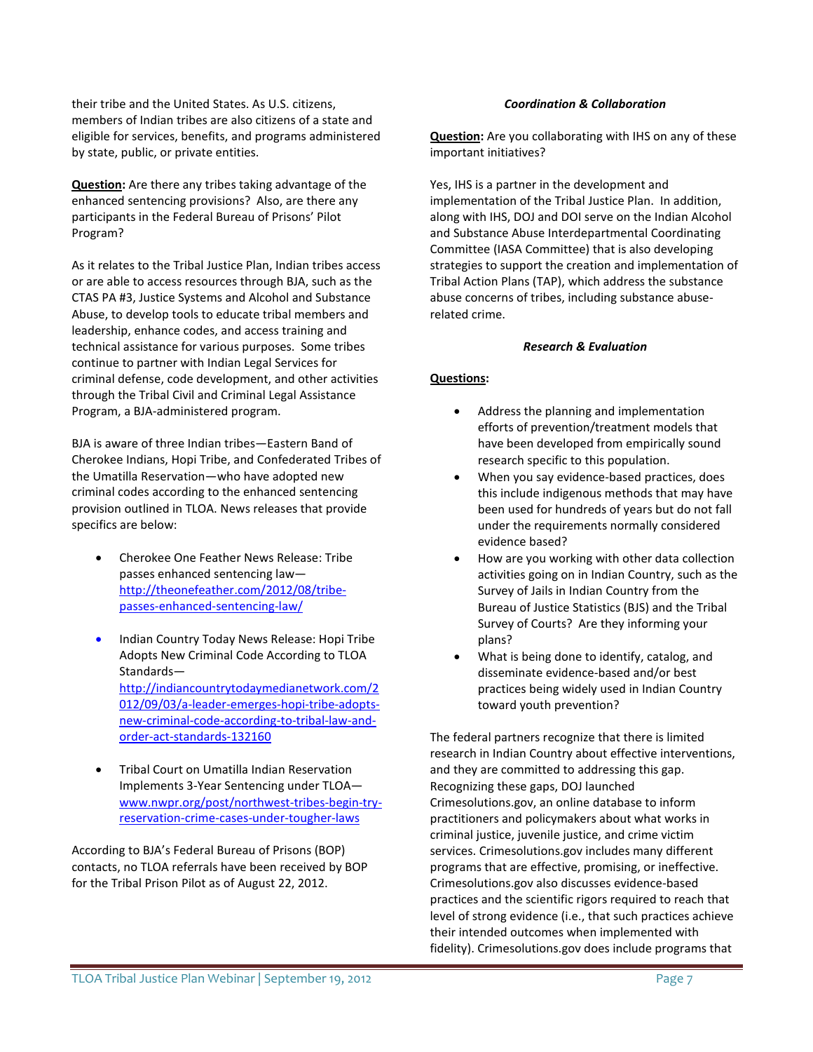their tribe and the United States. As U.S. citizens, members of Indian tribes are also citizens of a state and eligible for services, benefits, and programs administered by state, public, or private entities.

**Question:** Are there any tribes taking advantage of the enhanced sentencing provisions? Also, are there any participants in the Federal Bureau of Prisons' Pilot Program?

As it relates to the Tribal Justice Plan, Indian tribes access or are able to access resources through BJA, such as the CTAS PA #3, Justice Systems and Alcohol and Substance Abuse, to develop tools to educate tribal members and leadership, enhance codes, and access training and technical assistance for various purposes. Some tribes continue to partner with Indian Legal Services for criminal defense, code development, and other activities through the Tribal Civil and Criminal Legal Assistance Program, a BJA-administered program.

BJA is aware of three Indian tribes—Eastern Band of Cherokee Indians, Hopi Tribe, and Confederated Tribes of the Umatilla Reservation—who have adopted new criminal codes according to the enhanced sentencing provision outlined in TLOA. News releases that provide specifics are below:

- Cherokee One Feather News Release: Tribe passes enhanced sentencing law—http://theonefeather.com/2012/08/tribe-passes-enhanced-sentencing-law/
- Indian Country Today News Release: Hopi Tribe Adopts New Criminal Code According to TLOA Standards—http://indiancountrytodaymedianetwork.com/2012/09/03/a-leader-emerges-hopi-tribe-adopts-new-criminal-code-according-to-tribal-law-and-order-act-standards-132160
- Tribal Court on Umatilla Indian Reservation Implements 3-Year Sentencing under TLOA—www.nwpr.org/post/northwest-tribes-begin-try-reservation-crime-cases-under-tougher-laws

According to BJA's Federal Bureau of Prisons (BOP) contacts, no TLOA referrals have been received by BOP for the Tribal Prison Pilot as of August 22, 2012.

***Coordination & Collaboration***

**Question:** Are you collaborating with IHS on any of these important initiatives?

Yes, IHS is a partner in the development and implementation of the Tribal Justice Plan. In addition, along with IHS, DOJ and DOI serve on the Indian Alcohol and Substance Abuse Interdepartmental Coordinating Committee (IASA Committee) that is also developing strategies to support the creation and implementation of Tribal Action Plans (TAP), which address the substance abuse concerns of tribes, including substance abuse-related crime.

***Research & Evaluation***

**Questions:**

- Address the planning and implementation efforts of prevention/treatment models that have been developed from empirically sound research specific to this population.
- When you say evidence-based practices, does this include indigenous methods that may have been used for hundreds of years but do not fall under the requirements normally considered evidence based?
- How are you working with other data collection activities going on in Indian Country, such as the Survey of Jails in Indian Country from the Bureau of Justice Statistics (BJS) and the Tribal Survey of Courts? Are they informing your plans?
- What is being done to identify, catalog, and disseminate evidence-based and/or best practices being widely used in Indian Country toward youth prevention?

The federal partners recognize that there is limited research in Indian Country about effective interventions, and they are committed to addressing this gap. Recognizing these gaps, DOJ launched Crimesolutions.gov, an online database to inform practitioners and policymakers about what works in criminal justice, juvenile justice, and crime victim services. Crimesolutions.gov includes many different programs that are effective, promising, or ineffective. Crimesolutions.gov also discusses evidence-based practices and the scientific rigors required to reach that level of strong evidence (i.e., that such practices achieve their intended outcomes when implemented with fidelity). Crimesolutions.gov does include programs that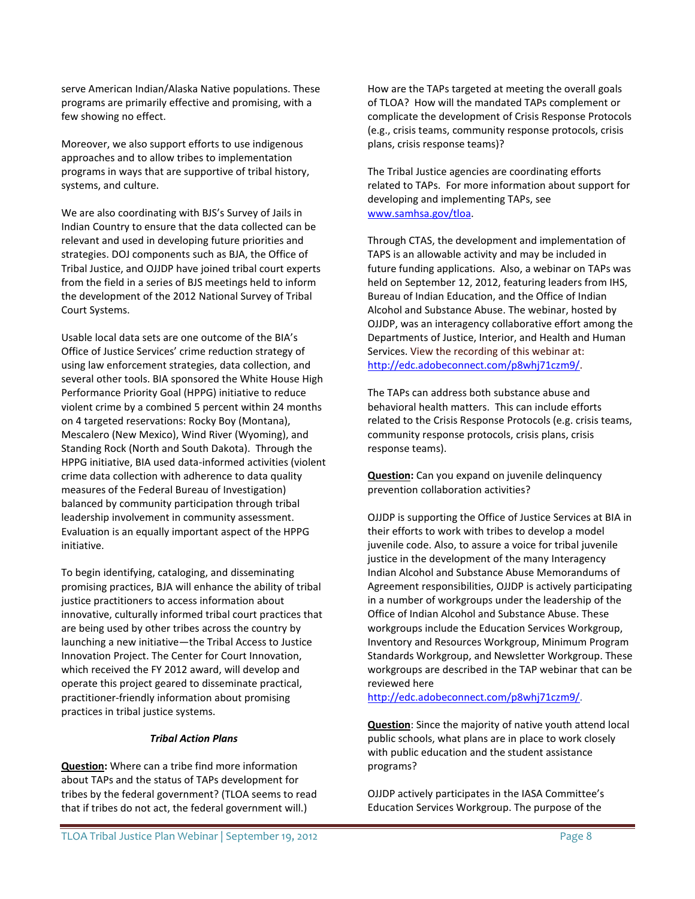serve American Indian/Alaska Native populations. These programs are primarily effective and promising, with a few showing no effect.

Moreover, we also support efforts to use indigenous approaches and to allow tribes to implementation programs in ways that are supportive of tribal history, systems, and culture.

We are also coordinating with BJS's Survey of Jails in Indian Country to ensure that the data collected can be relevant and used in developing future priorities and strategies. DOJ components such as BJA, the Office of Tribal Justice, and OJJDP have joined tribal court experts from the field in a series of BJS meetings held to inform the development of the 2012 National Survey of Tribal Court Systems.

Usable local data sets are one outcome of the BIA's Office of Justice Services' crime reduction strategy of using law enforcement strategies, data collection, and several other tools. BIA sponsored the White House High Performance Priority Goal (HPPG) initiative to reduce violent crime by a combined 5 percent within 24 months on 4 targeted reservations: Rocky Boy (Montana), Mescalero (New Mexico), Wind River (Wyoming), and Standing Rock (North and South Dakota). Through the HPPG initiative, BIA used data-informed activities (violent crime data collection with adherence to data quality measures of the Federal Bureau of Investigation) balanced by community participation through tribal leadership involvement in community assessment. Evaluation is an equally important aspect of the HPPG initiative.

To begin identifying, cataloging, and disseminating promising practices, BJA will enhance the ability of tribal justice practitioners to access information about innovative, culturally informed tribal court practices that are being used by other tribes across the country by launching a new initiative—the Tribal Access to Justice Innovation Project. The Center for Court Innovation, which received the FY 2012 award, will develop and operate this project geared to disseminate practical, practitioner-friendly information about promising practices in tribal justice systems.

### *Tribal Action Plans*

**Question:** Where can a tribe find more information about TAPs and the status of TAPs development for tribes by the federal government? (TLOA seems to read that if tribes do not act, the federal government will.) How are the TAPs targeted at meeting the overall goals of TLOA? How will the mandated TAPs complement or complicate the development of Crisis Response Protocols (e.g., crisis teams, community response protocols, crisis plans, crisis response teams)?

The Tribal Justice agencies are coordinating efforts related to TAPs. For more information about support for developing and implementing TAPs, see www.samhsa.gov/tloa.

Through CTAS, the development and implementation of TAPS is an allowable activity and may be included in future funding applications. Also, a webinar on TAPs was held on September 12, 2012, featuring leaders from IHS, Bureau of Indian Education, and the Office of Indian Alcohol and Substance Abuse. The webinar, hosted by OJJDP, was an interagency collaborative effort among the Departments of Justice, Interior, and Health and Human Services. View the recording of this webinar at: http://edc.adobeconnect.com/p8whj71czm9/.

The TAPs can address both substance abuse and behavioral health matters. This can include efforts related to the Crisis Response Protocols (e.g. crisis teams, community response protocols, crisis plans, crisis response teams).

**Question:** Can you expand on juvenile delinquency prevention collaboration activities?

OJJDP is supporting the Office of Justice Services at BIA in their efforts to work with tribes to develop a model juvenile code. Also, to assure a voice for tribal juvenile justice in the development of the many Interagency Indian Alcohol and Substance Abuse Memorandums of Agreement responsibilities, OJJDP is actively participating in a number of workgroups under the leadership of the Office of Indian Alcohol and Substance Abuse. These workgroups include the Education Services Workgroup, Inventory and Resources Workgroup, Minimum Program Standards Workgroup, and Newsletter Workgroup. These workgroups are described in the TAP webinar that can be reviewed here http://edc.adobeconnect.com/p8whj71czm9/.

**Question:** Since the majority of native youth attend local public schools, what plans are in place to work closely with public education and the student assistance programs?

OJJDP actively participates in the IASA Committee's Education Services Workgroup. The purpose of the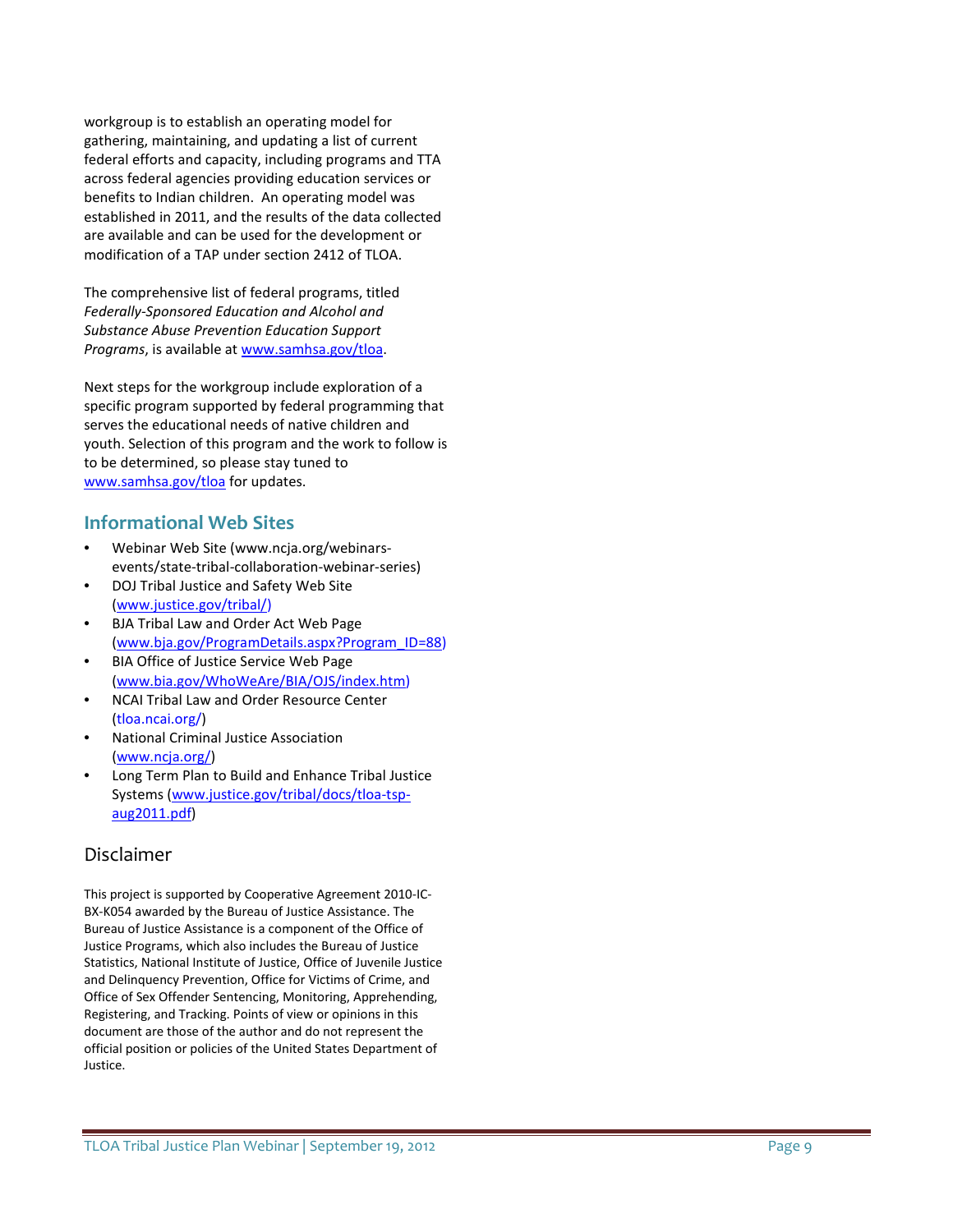workgroup is to establish an operating model for gathering, maintaining, and updating a list of current federal efforts and capacity, including programs and TTA across federal agencies providing education services or benefits to Indian children. An operating model was established in 2011, and the results of the data collected are available and can be used for the development or modification of a TAP under section 2412 of TLOA.

The comprehensive list of federal programs, titled *Federally-Sponsored Education and Alcohol and Substance Abuse Prevention Education Support Programs*, is available at www.samhsa.gov/tloa.

Next steps for the workgroup include exploration of a specific program supported by federal programming that serves the educational needs of native children and youth. Selection of this program and the work to follow is to be determined, so please stay tuned to www.samhsa.gov/tloa for updates.

## Informational Web Sites

- Webinar Web Site (www.ncja.org/webinars-events/state-tribal-collaboration-webinar-series)
- DOJ Tribal Justice and Safety Web Site (www.justice.gov/tribal/)
- BJA Tribal Law and Order Act Web Page (www.bja.gov/ProgramDetails.aspx?Program_ID=88)
- BIA Office of Justice Service Web Page (www.bia.gov/WhoWeAre/BIA/OJS/index.htm)
- NCAI Tribal Law and Order Resource Center (tloa.ncai.org/)
- National Criminal Justice Association (www.ncja.org/)
- Long Term Plan to Build and Enhance Tribal Justice Systems (www.justice.gov/tribal/docs/tloa-tsp-aug2011.pdf)

## Disclaimer

This project is supported by Cooperative Agreement 2010-IC-BX-K054 awarded by the Bureau of Justice Assistance. The Bureau of Justice Assistance is a component of the Office of Justice Programs, which also includes the Bureau of Justice Statistics, National Institute of Justice, Office of Juvenile Justice and Delinquency Prevention, Office for Victims of Crime, and Office of Sex Offender Sentencing, Monitoring, Apprehending, Registering, and Tracking. Points of view or opinions in this document are those of the author and do not represent the official position or policies of the United States Department of Justice.